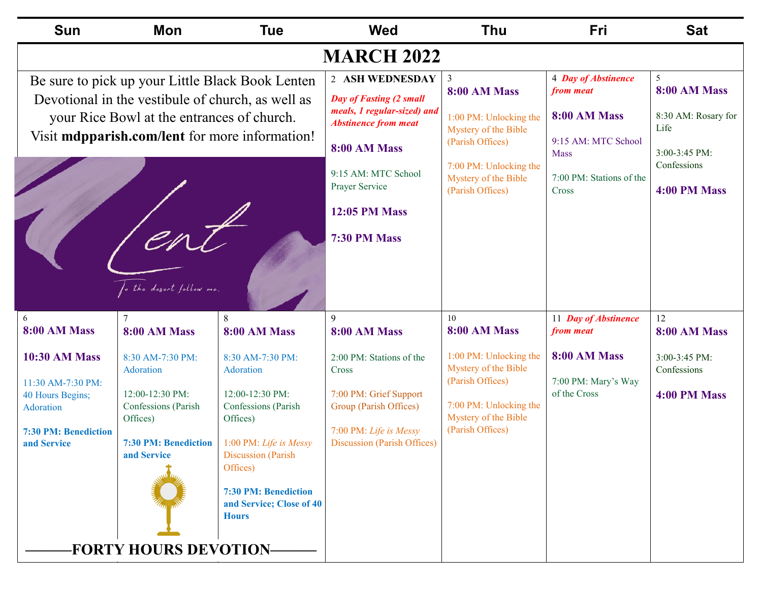# MARCH 2022

Be sure to pick up your Little Black Book Lenten Devotional in the vestibule of church, as well as your Rice Bowl at the entrances of church. Visit **mdpparish.com/lent** for more information!

Lent

To the desert follow me.

| Sun | Mon | Tue | Wed | Thu | Fri | Sat |
|---|---|---|---|---|---|---|
| | | | 2 **ASH WEDNESDAY**<br>***Day of Fasting (2 small meals, 1 regular-sized) and Abstinence from meat***<br>**8:00 AM Mass**<br>9:15 AM: MTC School Prayer Service<br>**12:05 PM Mass**<br>**7:30 PM Mass** | 3<br>**8:00 AM Mass**<br>1:00 PM: Unlocking the Mystery of the Bible (Parish Offices)<br>7:00 PM: Unlocking the Mystery of the Bible (Parish Offices) | 4 ***Day of Abstinence from meat***<br>**8:00 AM Mass**<br>9:15 AM: MTC School Mass<br>7:00 PM: Stations of the Cross | 5<br>**8:00 AM Mass**<br>8:30 AM: Rosary for Life<br>3:00-3:45 PM: Confessions<br>**4:00 PM Mass** |
| 6<br>**8:00 AM Mass**<br>**10:30 AM Mass**<br>11:30 AM-7:30 PM: 40 Hours Begins; Adoration<br>**7:30 PM: Benediction and Service** | 7<br>**8:00 AM Mass**<br>8:30 AM-7:30 PM: Adoration<br>12:00-12:30 PM: Confessions (Parish Offices)<br>**7:30 PM: Benediction and Service** | 8<br>**8:00 AM Mass**<br>8:30 AM-7:30 PM: Adoration<br>12:00-12:30 PM: Confessions (Parish Offices)<br>1:00 PM: *Life is Messy* Discussion (Parish Offices)<br>**7:30 PM: Benediction and Service; Close of 40 Hours** | 9<br>**8:00 AM Mass**<br>2:00 PM: Stations of the Cross<br>7:00 PM: Grief Support Group (Parish Offices)<br>7:00 PM: *Life is Messy* Discussion (Parish Offices) | 10<br>**8:00 AM Mass**<br>1:00 PM: Unlocking the Mystery of the Bible (Parish Offices)<br>7:00 PM: Unlocking the Mystery of the Bible (Parish Offices) | 11 ***Day of Abstinence from meat***<br>**8:00 AM Mass**<br>7:00 PM: Mary's Way of the Cross | 12<br>**8:00 AM Mass**<br>3:00-3:45 PM: Confessions<br>**4:00 PM Mass** |

**———FORTY HOURS DEVOTION———**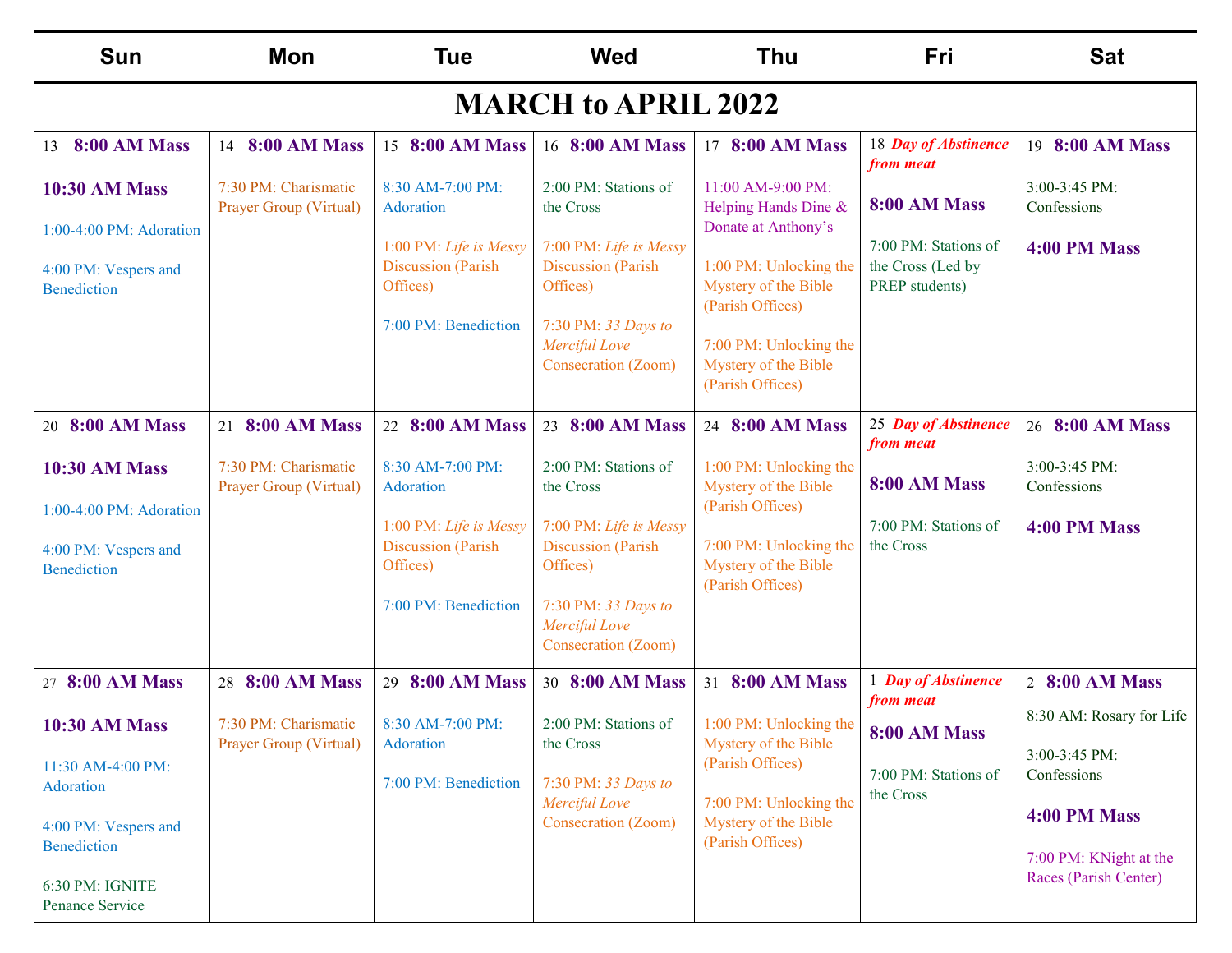| Sun | Mon | Tue | Wed | Thu | Fri | Sat |
|---|---|---|---|---|---|---|
| **MARCH to APRIL 2022** | | | | | | |
| 13 **8:00 AM Mass**<br>**10:30 AM Mass**<br>1:00-4:00 PM: Adoration<br>4:00 PM: Vespers and Benediction | 14 **8:00 AM Mass**<br>7:30 PM: Charismatic Prayer Group (Virtual) | 15 **8:00 AM Mass**<br>8:30 AM-7:00 PM: Adoration<br>1:00 PM: *Life is Messy* Discussion (Parish Offices)<br>7:00 PM: Benediction | 16 **8:00 AM Mass**<br>2:00 PM: Stations of the Cross<br>7:00 PM: *Life is Messy* Discussion (Parish Offices)<br>7:30 PM: *33 Days to Merciful Love* Consecration (Zoom) | 17 **8:00 AM Mass**<br>11:00 AM-9:00 PM: Helping Hands Dine & Donate at Anthony's<br>1:00 PM: Unlocking the Mystery of the Bible (Parish Offices)<br>7:00 PM: Unlocking the Mystery of the Bible (Parish Offices) | 18 ***Day of Abstinence from meat***<br>**8:00 AM Mass**<br>7:00 PM: Stations of the Cross (Led by PREP students) | 19 **8:00 AM Mass**<br>3:00-3:45 PM: Confessions<br>**4:00 PM Mass** |
| 20 **8:00 AM Mass**<br>**10:30 AM Mass**<br>1:00-4:00 PM: Adoration<br>4:00 PM: Vespers and Benediction | 21 **8:00 AM Mass**<br>7:30 PM: Charismatic Prayer Group (Virtual) | 22 **8:00 AM Mass**<br>8:30 AM-7:00 PM: Adoration<br>1:00 PM: *Life is Messy* Discussion (Parish Offices)<br>7:00 PM: Benediction | 23 **8:00 AM Mass**<br>2:00 PM: Stations of the Cross<br>7:00 PM: *Life is Messy* Discussion (Parish Offices)<br>7:30 PM: *33 Days to Merciful Love* Consecration (Zoom) | 24 **8:00 AM Mass**<br>1:00 PM: Unlocking the Mystery of the Bible (Parish Offices)<br>7:00 PM: Unlocking the Mystery of the Bible (Parish Offices) | 25 ***Day of Abstinence from meat***<br>**8:00 AM Mass**<br>7:00 PM: Stations of the Cross | 26 **8:00 AM Mass**<br>3:00-3:45 PM: Confessions<br>**4:00 PM Mass** |
| 27 **8:00 AM Mass**<br>**10:30 AM Mass**<br>11:30 AM-4:00 PM: Adoration<br>4:00 PM: Vespers and Benediction<br>6:30 PM: IGNITE Penance Service | 28 **8:00 AM Mass**<br>7:30 PM: Charismatic Prayer Group (Virtual) | 29 **8:00 AM Mass**<br>8:30 AM-7:00 PM: Adoration<br>7:00 PM: Benediction | 30 **8:00 AM Mass**<br>2:00 PM: Stations of the Cross<br>7:30 PM: *33 Days to Merciful Love* Consecration (Zoom) | 31 **8:00 AM Mass**<br>1:00 PM: Unlocking the Mystery of the Bible (Parish Offices)<br>7:00 PM: Unlocking the Mystery of the Bible (Parish Offices) | 1 ***Day of Abstinence from meat***<br>**8:00 AM Mass**<br>7:00 PM: Stations of the Cross | 2 **8:00 AM Mass**<br>8:30 AM: Rosary for Life<br>3:00-3:45 PM: Confessions<br>**4:00 PM Mass**<br>7:00 PM: KNight at the Races (Parish Center) |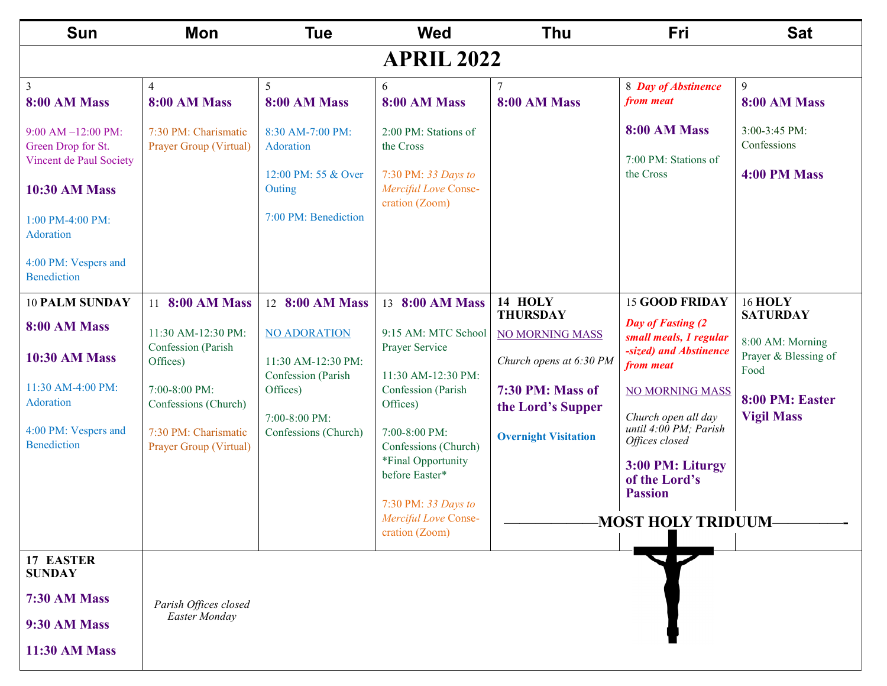| Sun | Mon | Tue | Wed | Thu | Fri | Sat |
|---|---|---|---|---|---|---|
| **APRIL 2022** | | | | | | |
| 3<br>**8:00 AM Mass**<br>9:00 AM –12:00 PM: Green Drop for St. Vincent de Paul Society<br>**10:30 AM Mass**<br>1:00 PM-4:00 PM: Adoration<br>4:00 PM: Vespers and Benediction | 4<br>**8:00 AM Mass**<br>7:30 PM: Charismatic Prayer Group (Virtual) | 5<br>**8:00 AM Mass**<br>8:30 AM-7:00 PM: Adoration<br>12:00 PM: 55 & Over Outing<br>7:00 PM: Benediction | 6<br>**8:00 AM Mass**<br>2:00 PM: Stations of the Cross<br>7:30 PM: *33 Days to Merciful Love* Consecration (Zoom) | 7<br>**8:00 AM Mass** | 8 ***Day of Abstinence from meat***<br>**8:00 AM Mass**<br>7:00 PM: Stations of the Cross | 9<br>**8:00 AM Mass**<br>3:00-3:45 PM: Confessions<br>**4:00 PM Mass** |
| 10 **PALM SUNDAY**<br>**8:00 AM Mass**<br>**10:30 AM Mass**<br>11:30 AM-4:00 PM: Adoration<br>4:00 PM: Vespers and Benediction | 11 **8:00 AM Mass**<br>11:30 AM-12:30 PM: Confession (Parish Offices)<br>7:00-8:00 PM: Confessions (Church)<br>7:30 PM: Charismatic Prayer Group (Virtual) | 12 **8:00 AM Mass**<br>NO ADORATION<br>11:30 AM-12:30 PM: Confession (Parish Offices)<br>7:00-8:00 PM: Confessions (Church) | 13 **8:00 AM Mass**<br>9:15 AM: MTC School Prayer Service<br>11:30 AM-12:30 PM: Confession (Parish Offices)<br>7:00-8:00 PM: Confessions (Church) *Final Opportunity before Easter*<br>7:30 PM: *33 Days to Merciful Love* Consecration (Zoom) | **14 HOLY THURSDAY**<br>NO MORNING MASS<br>*Church opens at 6:30 PM*<br>**7:30 PM: Mass of the Lord's Supper**<br>**Overnight Visitation** | 15 **GOOD FRIDAY**<br>***Day of Fasting (2 small meals, 1 regular-sized) and Abstinence from meat***<br>NO MORNING MASS<br>*Church open all day until 4:00 PM; Parish Offices closed*<br>**3:00 PM: Liturgy of the Lord's Passion** | 16 **HOLY SATURDAY**<br>8:00 AM: Morning Prayer & Blessing of Food<br>**8:00 PM: Easter Vigil Mass** |
| | | | | **MOST HOLY TRIDUUM** | | |
| 17 **EASTER SUNDAY**<br>**7:30 AM Mass**<br>**9:30 AM Mass**<br>**11:30 AM Mass** | *Parish Offices closed Easter Monday* | | | | | |